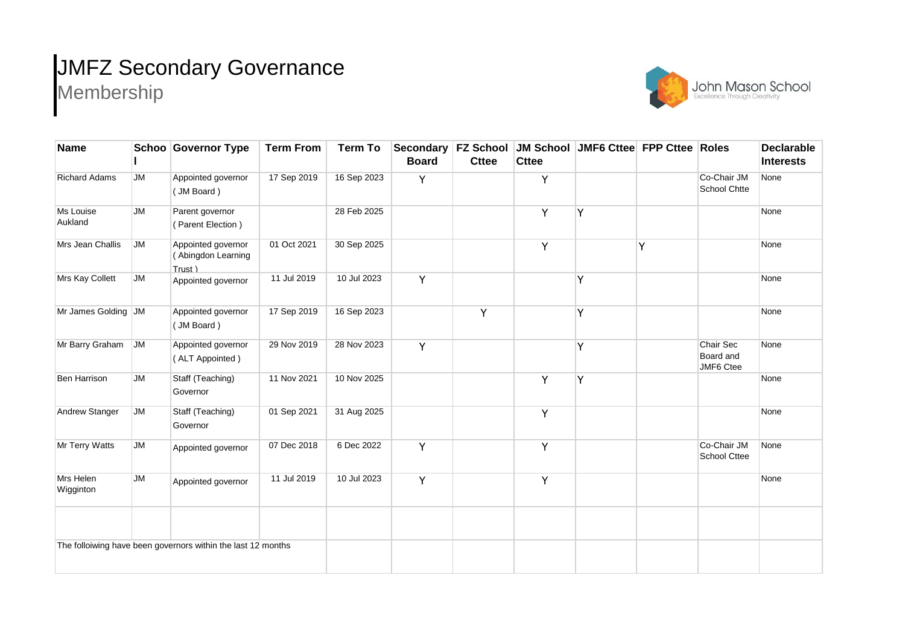# JMFZ Secondary Governance

## Membership

John Mason School
Excellence Through Creativity

| Name | School | Governor Type | Term From | Term To | Secondary Board | FZ School Cttee | JM School Cttee | JMF6 Cttee | FPP Cttee | Roles | Declarable Interests |
|---|---|---|---|---|---|---|---|---|---|---|---|
| Richard Adams | JM | Appointed governor ( JM Board ) | 17 Sep 2019 | 16 Sep 2023 | Y | | Y | | | Co-Chair JM School Chtte | None |
| Ms Louise Aukland | JM | Parent governor ( Parent Election ) | | 28 Feb 2025 | | | Y | Y | | | None |
| Mrs Jean Challis | JM | Appointed governor ( Abingdon Learning Trust ) | 01 Oct 2021 | 30 Sep 2025 | | | Y | | Y | | None |
| Mrs Kay Collett | JM | Appointed governor | 11 Jul 2019 | 10 Jul 2023 | Y | | | Y | | | None |
| Mr James Golding | JM | Appointed governor ( JM Board ) | 17 Sep 2019 | 16 Sep 2023 | | Y | | Y | | | None |
| Mr Barry Graham | JM | Appointed governor ( ALT Appointed ) | 29 Nov 2019 | 28 Nov 2023 | Y | | | Y | | Chair Sec Board and JMF6 Ctee | None |
| Ben Harrison | JM | Staff (Teaching) Governor | 11 Nov 2021 | 10 Nov 2025 | | | Y | Y | | | None |
| Andrew Stanger | JM | Staff (Teaching) Governor | 01 Sep 2021 | 31 Aug 2025 | | | Y | | | | None |
| Mr Terry Watts | JM | Appointed governor | 07 Dec 2018 | 6 Dec 2022 | Y | | Y | | | Co-Chair JM School Cttee | None |
| Mrs Helen Wigginton | JM | Appointed governor | 11 Jul 2019 | 10 Jul 2023 | Y | | Y | | | | None |
| | | | | | | | | | | | |
| The folloiwing have been governors within the last 12 months | | | | | | | | | | | |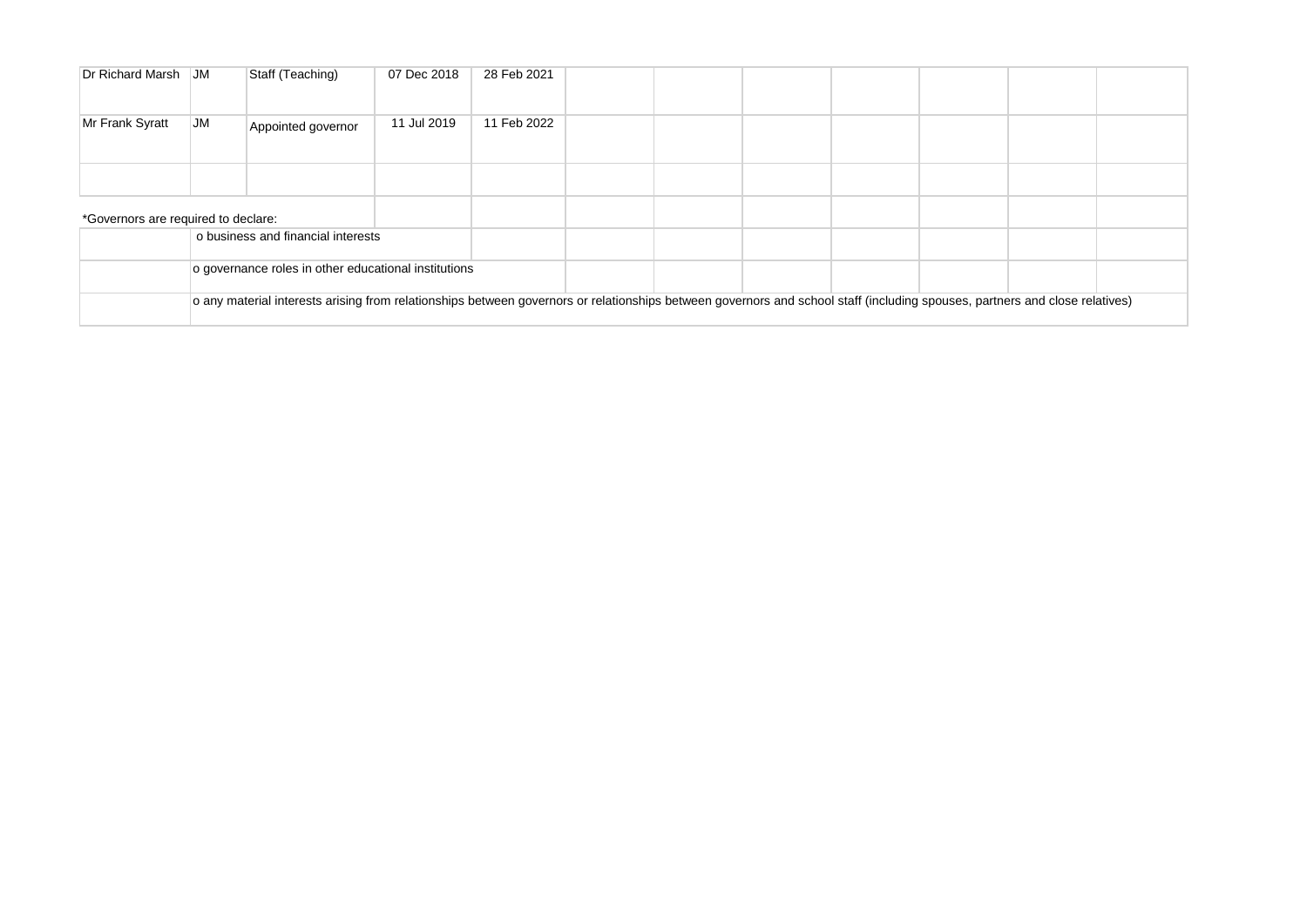| | | | | | | | | | | | | |
|---|---|---|---|---|---|---|---|---|---|---|---|---|
| Dr Richard Marsh | JM | Staff (Teaching) | 07 Dec 2018 | 28 Feb 2021 | | | | | | | | |
| Mr Frank Syratt | JM | Appointed governor | 11 Jul 2019 | 11 Feb 2022 | | | | | | | | |
| | | | | | | | | | | | | |

*Governors are required to declare:

- o business and financial interests
- o governance roles in other educational institutions
- o any material interests arising from relationships between governors or relationships between governors and school staff (including spouses, partners and close relatives)